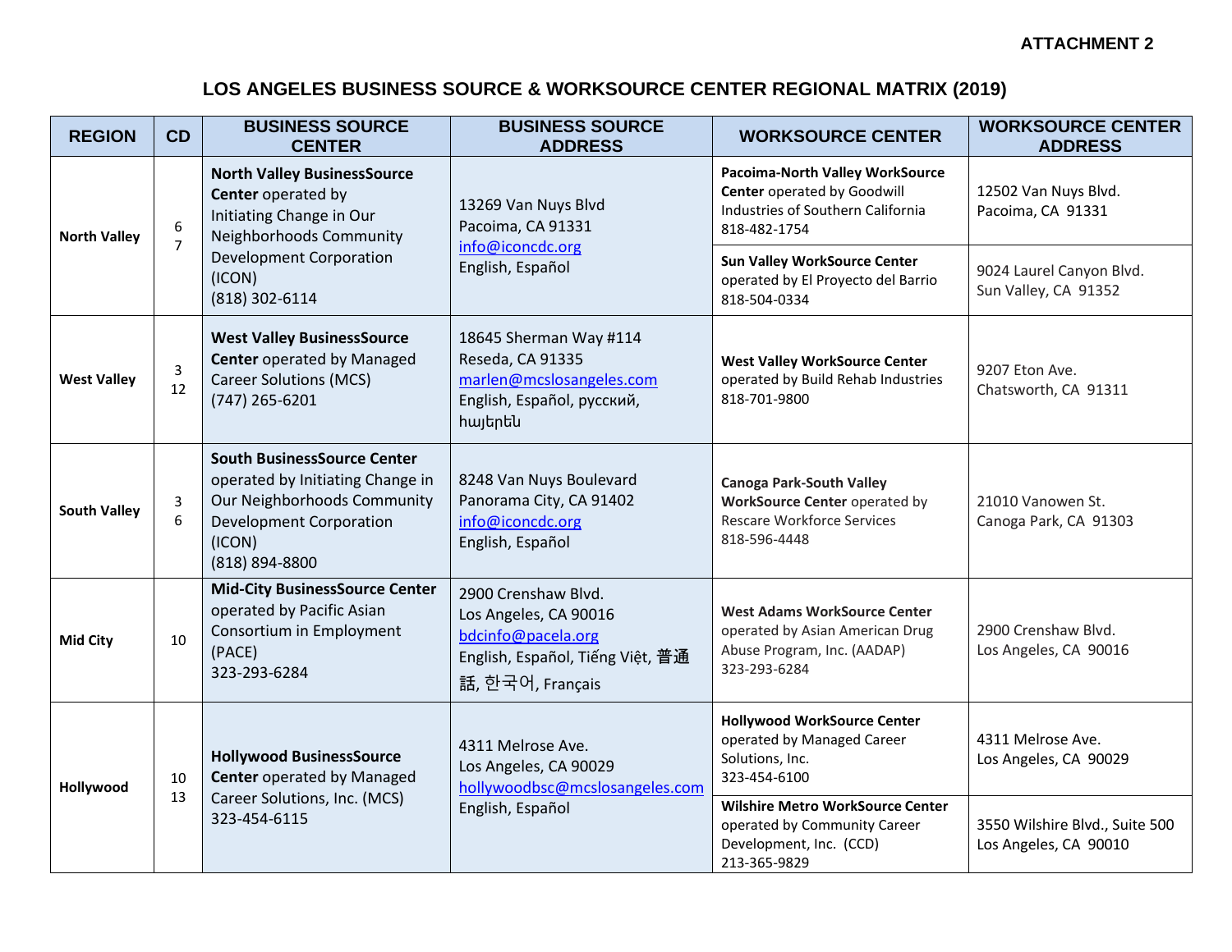**ATTACHMENT 2**

# LOS ANGELES BUSINESS SOURCE & WORKSOURCE CENTER REGIONAL MATRIX (2019)

| REGION | CD | BUSINESS SOURCE CENTER | BUSINESS SOURCE ADDRESS | WORKSOURCE CENTER | WORKSOURCE CENTER ADDRESS |
|---|---|---|---|---|---|
| **North Valley** | 6<br>7 | **North Valley BusinessSource Center** operated by Initiating Change in Our Neighborhoods Community Development Corporation (ICON)<br>(818) 302-6114 | 13269 Van Nuys Blvd<br>Pacoima, CA 91331<br>info@iconcdc.org<br>English, Español | **Pacoima-North Valley WorkSource Center** operated by Goodwill Industries of Southern California<br>818-482-1754 | 12502 Van Nuys Blvd.<br>Pacoima, CA 91331 |
| | | | | **Sun Valley WorkSource Center** operated by El Proyecto del Barrio<br>818-504-0334 | 9024 Laurel Canyon Blvd.<br>Sun Valley, CA 91352 |
| **West Valley** | 3<br>12 | **West Valley BusinessSource Center** operated by Managed Career Solutions (MCS)<br>(747) 265-6201 | 18645 Sherman Way #114<br>Reseda, CA 91335<br>marlen@mcslosangeles.com<br>English, Español, русский, հայերեն | **West Valley WorkSource Center** operated by Build Rehab Industries<br>818-701-9800 | 9207 Eton Ave.<br>Chatsworth, CA 91311 |
| **South Valley** | 3<br>6 | **South BusinessSource Center** operated by Initiating Change in Our Neighborhoods Community Development Corporation (ICON)<br>(818) 894-8800 | 8248 Van Nuys Boulevard<br>Panorama City, CA 91402<br>info@iconcdc.org<br>English, Español | **Canoga Park-South Valley WorkSource Center** operated by Rescare Workforce Services<br>818-596-4448 | 21010 Vanowen St.<br>Canoga Park, CA 91303 |
| **Mid City** | 10 | **Mid-City BusinessSource Center** operated by Pacific Asian Consortium in Employment (PACE)<br>323-293-6284 | 2900 Crenshaw Blvd.<br>Los Angeles, CA 90016<br>bdcinfo@pacela.org<br>English, Español, Tiếng Việt, 普通話, 한국어, Français | **West Adams WorkSource Center** operated by Asian American Drug Abuse Program, Inc. (AADAP)<br>323-293-6284 | 2900 Crenshaw Blvd.<br>Los Angeles, CA 90016 |
| **Hollywood** | 10<br>13 | **Hollywood BusinessSource Center** operated by Managed Career Solutions, Inc. (MCS)<br>323-454-6115 | 4311 Melrose Ave.<br>Los Angeles, CA 90029<br>hollywoodbsc@mcslosangeles.com<br>English, Español | **Hollywood WorkSource Center** operated by Managed Career Solutions, Inc.<br>323-454-6100 | 4311 Melrose Ave.<br>Los Angeles, CA 90029 |
| | | | | **Wilshire Metro WorkSource Center** operated by Community Career Development, Inc. (CCD)<br>213-365-9829 | 3550 Wilshire Blvd., Suite 500<br>Los Angeles, CA 90010 |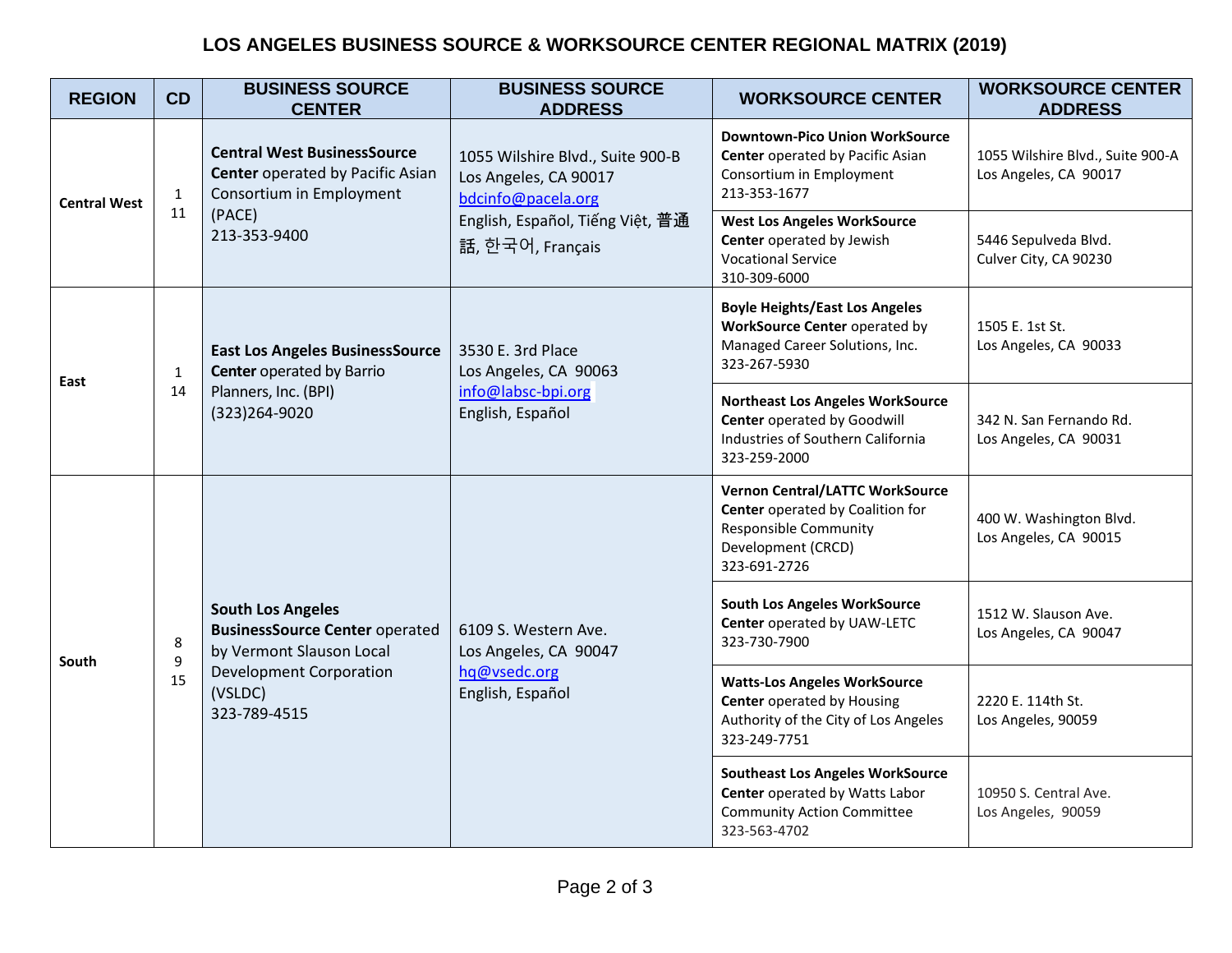# LOS ANGELES BUSINESS SOURCE & WORKSOURCE CENTER REGIONAL MATRIX (2019)

| REGION | CD | BUSINESS SOURCE CENTER | BUSINESS SOURCE ADDRESS | WORKSOURCE CENTER | WORKSOURCE CENTER ADDRESS |
|---|---|---|---|---|---|
| **Central West** | 1<br>11 | **Central West BusinessSource Center** operated by Pacific Asian Consortium in Employment (PACE)<br>213-353-9400 | 1055 Wilshire Blvd., Suite 900-B<br>Los Angeles, CA 90017<br>bdcinfo@pacela.org<br>English, Español, Tiếng Việt, 普通話, 한국어, Français | **Downtown-Pico Union WorkSource Center** operated by Pacific Asian Consortium in Employment<br>213-353-1677 | 1055 Wilshire Blvd., Suite 900-A<br>Los Angeles, CA 90017 |
| | | | | **West Los Angeles WorkSource Center** operated by Jewish Vocational Service<br>310-309-6000 | 5446 Sepulveda Blvd.<br>Culver City, CA 90230 |
| **East** | 1<br>14 | **East Los Angeles BusinessSource Center** operated by Barrio Planners, Inc. (BPI)<br>(323)264-9020 | 3530 E. 3rd Place<br>Los Angeles, CA 90063<br>info@labsc-bpi.org<br>English, Español | **Boyle Heights/East Los Angeles WorkSource Center** operated by Managed Career Solutions, Inc.<br>323-267-5930 | 1505 E. 1st St.<br>Los Angeles, CA 90033 |
| | | | | **Northeast Los Angeles WorkSource Center** operated by Goodwill Industries of Southern California<br>323-259-2000 | 342 N. San Fernando Rd.<br>Los Angeles, CA 90031 |
| **South** | 8<br>9<br>15 | **South Los Angeles BusinessSource Center** operated by Vermont Slauson Local Development Corporation (VSLDC)<br>323-789-4515 | 6109 S. Western Ave.<br>Los Angeles, CA 90047<br>hq@vsedc.org<br>English, Español | **Vernon Central/LATTC WorkSource Center** operated by Coalition for Responsible Community Development (CRCD)<br>323-691-2726 | 400 W. Washington Blvd.<br>Los Angeles, CA 90015 |
| | | | | **South Los Angeles WorkSource Center** operated by UAW-LETC<br>323-730-7900 | 1512 W. Slauson Ave.<br>Los Angeles, CA 90047 |
| | | | | **Watts-Los Angeles WorkSource Center** operated by Housing Authority of the City of Los Angeles<br>323-249-7751 | 2220 E. 114th St.<br>Los Angeles, 90059 |
| | | | | **Southeast Los Angeles WorkSource Center** operated by Watts Labor Community Action Committee<br>323-563-4702 | 10950 S. Central Ave.<br>Los Angeles, 90059 |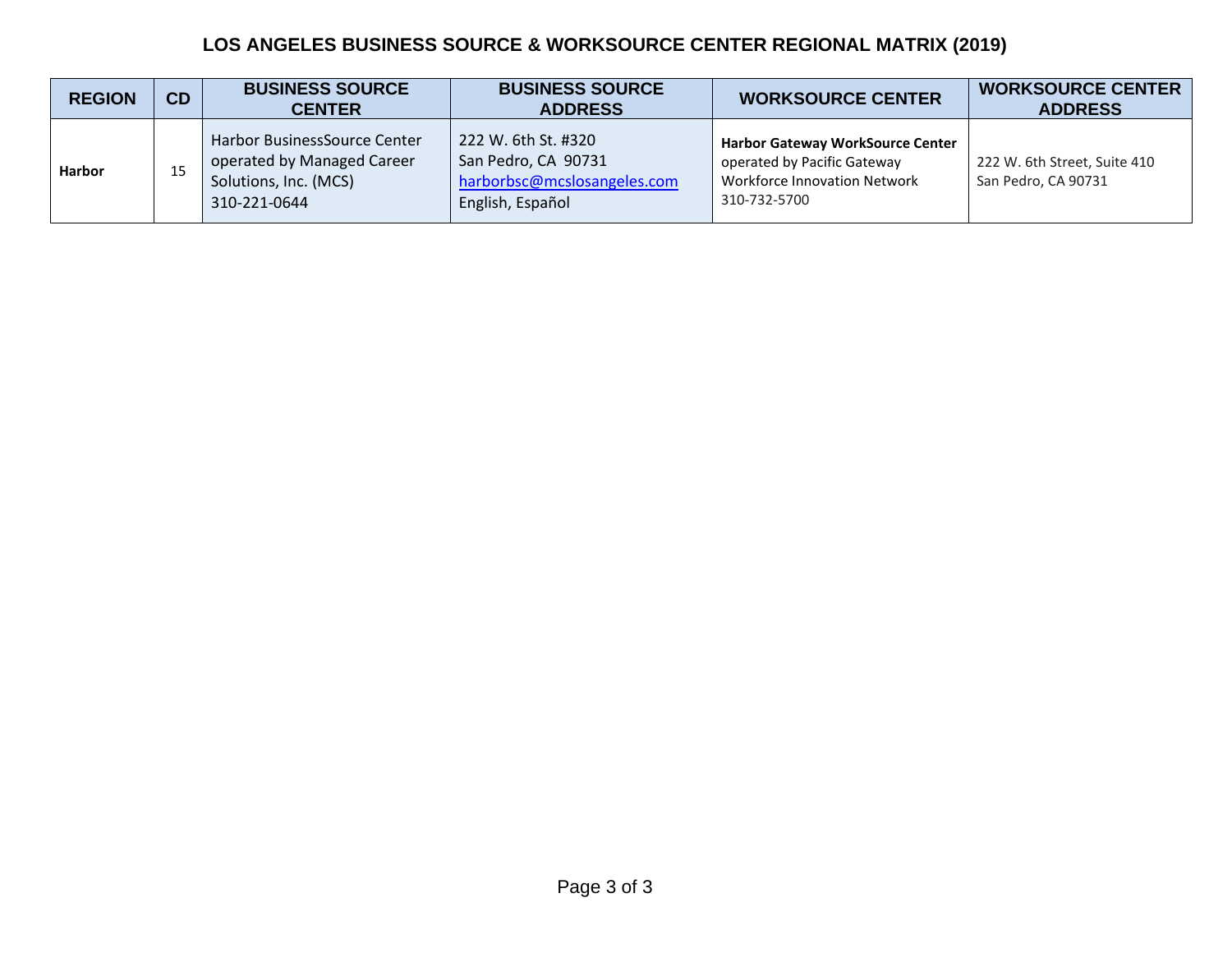# LOS ANGELES BUSINESS SOURCE & WORKSOURCE CENTER REGIONAL MATRIX (2019)

| REGION | CD | BUSINESS SOURCE CENTER | BUSINESS SOURCE ADDRESS | WORKSOURCE CENTER | WORKSOURCE CENTER ADDRESS |
|---|---|---|---|---|---|
| **Harbor** | 15 | Harbor BusinessSource Center operated by Managed Career Solutions, Inc. (MCS) 310-221-0644 | 222 W. 6th St. #320 San Pedro, CA 90731 harborbsc@mcslosangeles.com English, Español | **Harbor Gateway WorkSource Center** operated by Pacific Gateway Workforce Innovation Network 310-732-5700 | 222 W. 6th Street, Suite 410 San Pedro, CA 90731 |